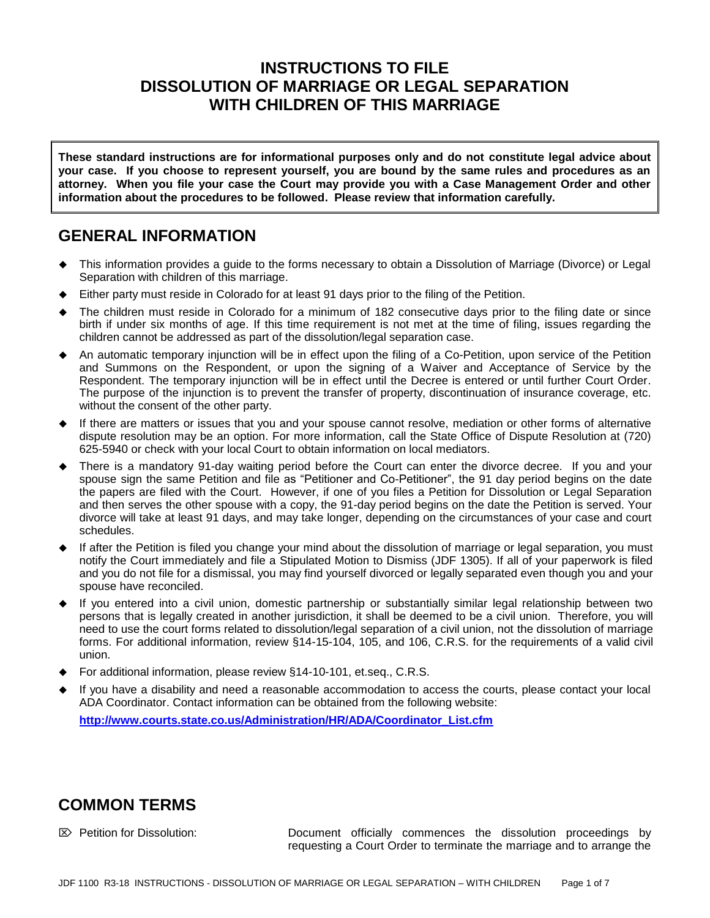# INSTRUCTIONS TO FILE DISSOLUTION OF MARRIAGE OR LEGAL SEPARATION WITH CHILDREN OF THIS MARRIAGE

> **These standard instructions are for informational purposes only and do not constitute legal advice about your case. If you choose to represent yourself, you are bound by the same rules and procedures as an attorney. When you file your case the Court may provide you with a Case Management Order and other information about the procedures to be followed. Please review that information carefully.**

## GENERAL INFORMATION

- This information provides a guide to the forms necessary to obtain a Dissolution of Marriage (Divorce) or Legal Separation with children of this marriage.
- Either party must reside in Colorado for at least 91 days prior to the filing of the Petition.
- The children must reside in Colorado for a minimum of 182 consecutive days prior to the filing date or since birth if under six months of age. If this time requirement is not met at the time of filing, issues regarding the children cannot be addressed as part of the dissolution/legal separation case.
- An automatic temporary injunction will be in effect upon the filing of a Co-Petition, upon service of the Petition and Summons on the Respondent, or upon the signing of a Waiver and Acceptance of Service by the Respondent. The temporary injunction will be in effect until the Decree is entered or until further Court Order. The purpose of the injunction is to prevent the transfer of property, discontinuation of insurance coverage, etc. without the consent of the other party.
- If there are matters or issues that you and your spouse cannot resolve, mediation or other forms of alternative dispute resolution may be an option. For more information, call the State Office of Dispute Resolution at (720) 625-5940 or check with your local Court to obtain information on local mediators.
- There is a mandatory 91-day waiting period before the Court can enter the divorce decree. If you and your spouse sign the same Petition and file as "Petitioner and Co-Petitioner", the 91 day period begins on the date the papers are filed with the Court. However, if one of you files a Petition for Dissolution or Legal Separation and then serves the other spouse with a copy, the 91-day period begins on the date the Petition is served. Your divorce will take at least 91 days, and may take longer, depending on the circumstances of your case and court schedules.
- If after the Petition is filed you change your mind about the dissolution of marriage or legal separation, you must notify the Court immediately and file a Stipulated Motion to Dismiss (JDF 1305). If all of your paperwork is filed and you do not file for a dismissal, you may find yourself divorced or legally separated even though you and your spouse have reconciled.
- If you entered into a civil union, domestic partnership or substantially similar legal relationship between two persons that is legally created in another jurisdiction, it shall be deemed to be a civil union. Therefore, you will need to use the court forms related to dissolution/legal separation of a civil union, not the dissolution of marriage forms. For additional information, review §14-15-104, 105, and 106, C.R.S. for the requirements of a valid civil union.
- For additional information, please review §14-10-101, et.seq., C.R.S.
- If you have a disability and need a reasonable accommodation to access the courts, please contact your local ADA Coordinator. Contact information can be obtained from the following website:

  **[http://www.courts.state.co.us/Administration/HR/ADA/Coordinator_List.cfm](http://www.courts.state.co.us/Administration/HR/ADA/Coordinator_List.cfm)**

## COMMON TERMS

- Petition for Dissolution: Document officially commences the dissolution proceedings by requesting a Court Order to terminate the marriage and to arrange the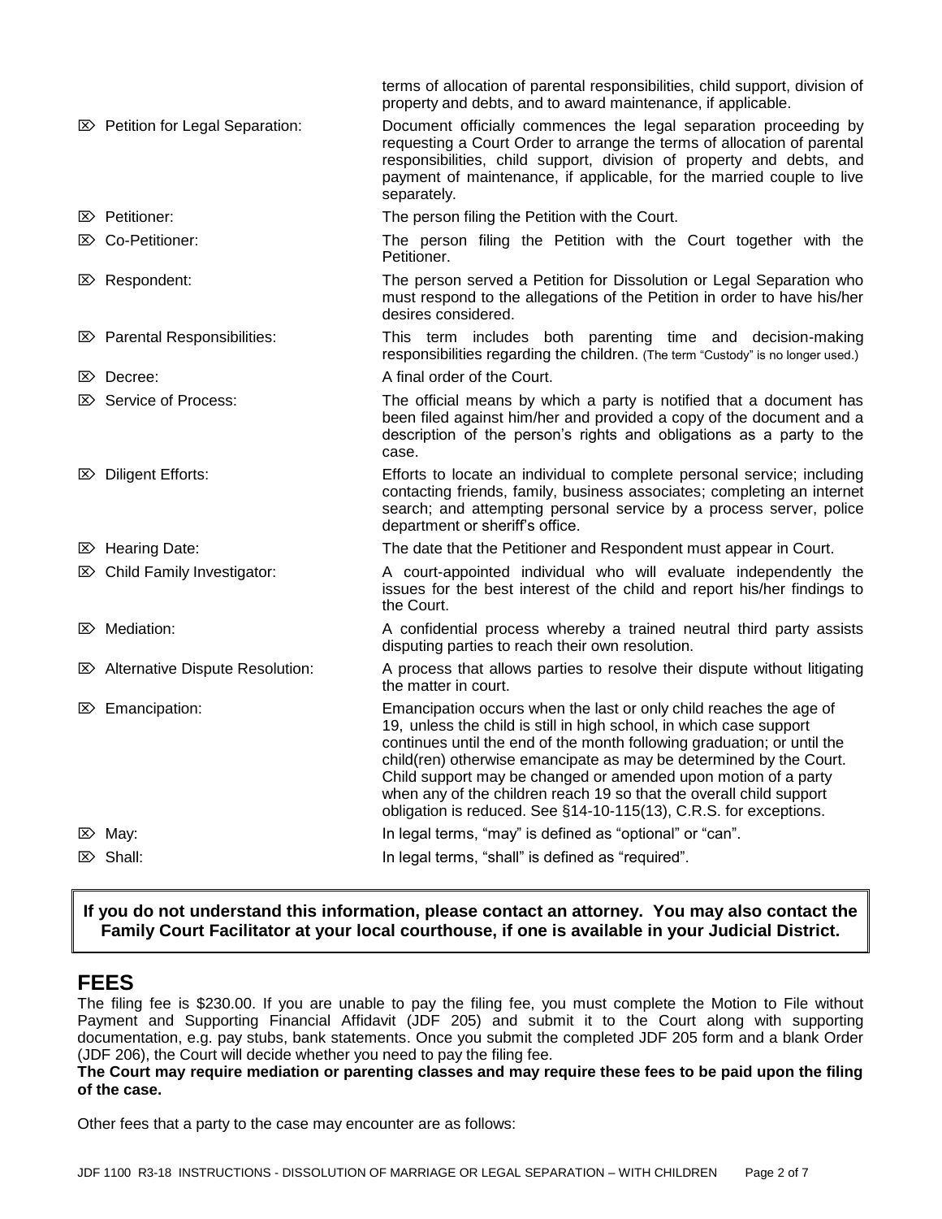terms of allocation of parental responsibilities, child support, division of property and debts, and to award maintenance, if applicable.

- ⌦ **Petition for Legal Separation:** Document officially commences the legal separation proceeding by requesting a Court Order to arrange the terms of allocation of parental responsibilities, child support, division of property and debts, and payment of maintenance, if applicable, for the married couple to live separately.
- ⌦ **Petitioner:** The person filing the Petition with the Court.
- ⌦ **Co-Petitioner:** The person filing the Petition with the Court together with the Petitioner.
- ⌦ **Respondent:** The person served a Petition for Dissolution or Legal Separation who must respond to the allegations of the Petition in order to have his/her desires considered.
- ⌦ **Parental Responsibilities:** This term includes both parenting time and decision-making responsibilities regarding the children. (The term "Custody" is no longer used.)
- ⌦ **Decree:** A final order of the Court.
- ⌦ **Service of Process:** The official means by which a party is notified that a document has been filed against him/her and provided a copy of the document and a description of the person's rights and obligations as a party to the case.
- ⌦ **Diligent Efforts:** Efforts to locate an individual to complete personal service; including contacting friends, family, business associates; completing an internet search; and attempting personal service by a process server, police department or sheriff's office.
- ⌦ **Hearing Date:** The date that the Petitioner and Respondent must appear in Court.
- ⌦ **Child Family Investigator:** A court-appointed individual who will evaluate independently the issues for the best interest of the child and report his/her findings to the Court.
- ⌦ **Mediation:** A confidential process whereby a trained neutral third party assists disputing parties to reach their own resolution.
- ⌦ **Alternative Dispute Resolution:** A process that allows parties to resolve their dispute without litigating the matter in court.
- ⌦ **Emancipation:** Emancipation occurs when the last or only child reaches the age of 19, unless the child is still in high school, in which case support continues until the end of the month following graduation; or until the child(ren) otherwise emancipate as may be determined by the Court. Child support may be changed or amended upon motion of a party when any of the children reach 19 so that the overall child support obligation is reduced. See §14-10-115(13), C.R.S. for exceptions.
- ⌦ **May:** In legal terms, "may" is defined as "optional" or "can".
- ⌦ **Shall:** In legal terms, "shall" is defined as "required".

**If you do not understand this information, please contact an attorney. You may also contact the Family Court Facilitator at your local courthouse, if one is available in your Judicial District.**

## FEES

The filing fee is $230.00. If you are unable to pay the filing fee, you must complete the Motion to File without Payment and Supporting Financial Affidavit (JDF 205) and submit it to the Court along with supporting documentation, e.g. pay stubs, bank statements. Once you submit the completed JDF 205 form and a blank Order (JDF 206), the Court will decide whether you need to pay the filing fee.

**The Court may require mediation or parenting classes and may require these fees to be paid upon the filing of the case.**

Other fees that a party to the case may encounter are as follows: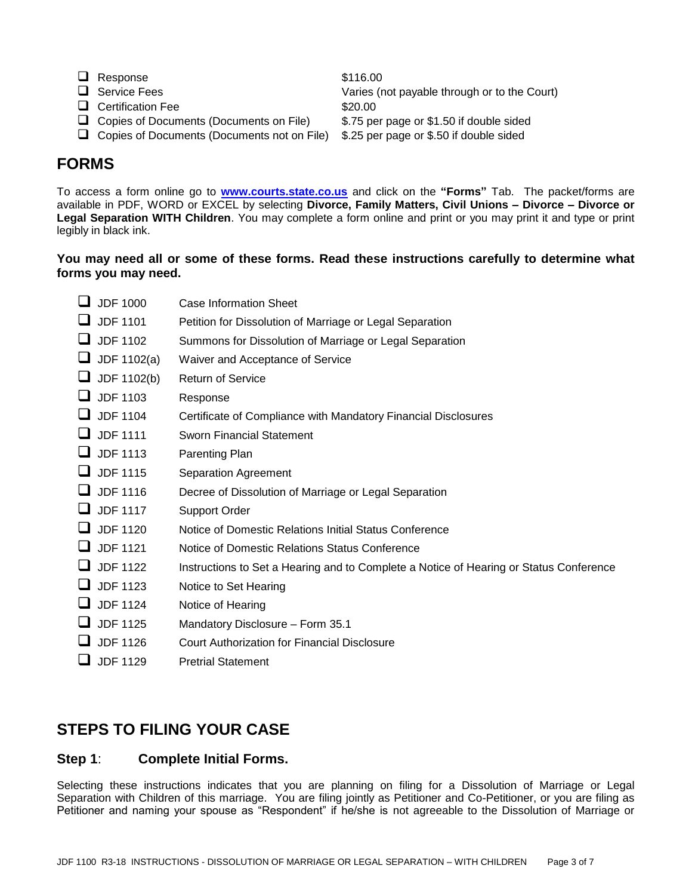- ❑ Response $116.00
- ❑ Service Fees Varies (not payable through or to the Court)
- ❑ Certification Fee $20.00
- ❑ Copies of Documents (Documents on File) $.75 per page or $1.50 if double sided
- ❑ Copies of Documents (Documents not on File) $.25 per page or $.50 if double sided

## FORMS

To access a form online go to **www.courts.state.co.us** and click on the **"Forms"** Tab. The packet/forms are available in PDF, WORD or EXCEL by selecting **Divorce, Family Matters, Civil Unions – Divorce – Divorce or Legal Separation WITH Children**. You may complete a form online and print or you may print it and type or print legibly in black ink.

**You may need all or some of these forms. Read these instructions carefully to determine what forms you may need.**

- ❑ JDF 1000 Case Information Sheet
- ❑ JDF 1101 Petition for Dissolution of Marriage or Legal Separation
- ❑ JDF 1102 Summons for Dissolution of Marriage or Legal Separation
- ❑ JDF 1102(a) Waiver and Acceptance of Service
- ❑ JDF 1102(b) Return of Service
- ❑ JDF 1103 Response
- ❑ JDF 1104 Certificate of Compliance with Mandatory Financial Disclosures
- ❑ JDF 1111 Sworn Financial Statement
- ❑ JDF 1113 Parenting Plan
- ❑ JDF 1115 Separation Agreement
- ❑ JDF 1116 Decree of Dissolution of Marriage or Legal Separation
- ❑ JDF 1117 Support Order
- ❑ JDF 1120 Notice of Domestic Relations Initial Status Conference
- ❑ JDF 1121 Notice of Domestic Relations Status Conference
- ❑ JDF 1122 Instructions to Set a Hearing and to Complete a Notice of Hearing or Status Conference
- ❑ JDF 1123 Notice to Set Hearing
- ❑ JDF 1124 Notice of Hearing
- ❑ JDF 1125 Mandatory Disclosure – Form 35.1
- ❑ JDF 1126 Court Authorization for Financial Disclosure
- ❑ JDF 1129 Pretrial Statement

## STEPS TO FILING YOUR CASE

### Step 1: Complete Initial Forms.

Selecting these instructions indicates that you are planning on filing for a Dissolution of Marriage or Legal Separation with Children of this marriage. You are filing jointly as Petitioner and Co-Petitioner, or you are filing as Petitioner and naming your spouse as "Respondent" if he/she is not agreeable to the Dissolution of Marriage or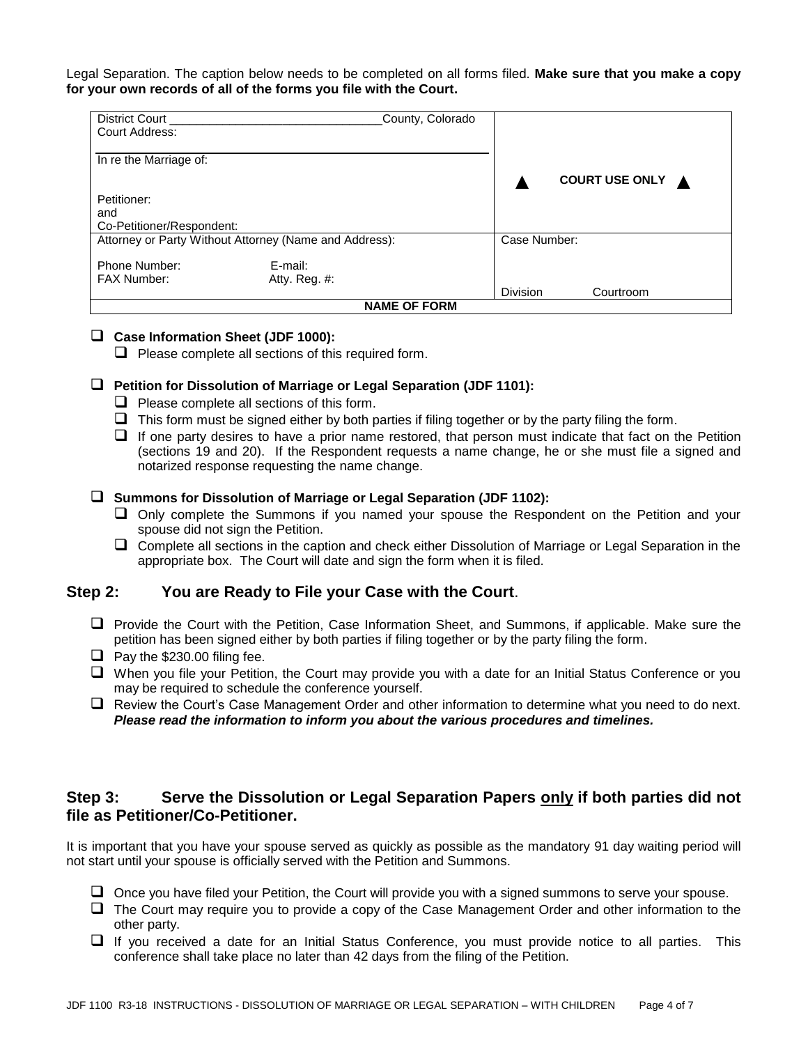Legal Separation. The caption below needs to be completed on all forms filed. **Make sure that you make a copy for your own records of all of the forms you file with the Court.**

| District Court _______________ County, Colorado<br>Court Address:<br><br>In re the Marriage of:<br><br>Petitioner:<br>and<br>Co-Petitioner/Respondent: | ▲ COURT USE ONLY ▲ |
|---|---|
| Attorney or Party Without Attorney (Name and Address):<br><br>Phone Number: E-mail:<br>FAX Number: Atty. Reg. #: | Case Number:<br><br>Division Courtroom |
| **NAME OF FORM** | |

- ❑ **Case Information Sheet (JDF 1000):**
  - ❑ Please complete all sections of this required form.

- ❑ **Petition for Dissolution of Marriage or Legal Separation (JDF 1101):**
  - ❑ Please complete all sections of this form.
  - ❑ This form must be signed either by both parties if filing together or by the party filing the form.
  - ❑ If one party desires to have a prior name restored, that person must indicate that fact on the Petition (sections 19 and 20). If the Respondent requests a name change, he or she must file a signed and notarized response requesting the name change.

- ❑ **Summons for Dissolution of Marriage or Legal Separation (JDF 1102):**
  - ❑ Only complete the Summons if you named your spouse the Respondent on the Petition and your spouse did not sign the Petition.
  - ❑ Complete all sections in the caption and check either Dissolution of Marriage or Legal Separation in the appropriate box. The Court will date and sign the form when it is filed.

## Step 2: You are Ready to File your Case with the Court.

- ❑ Provide the Court with the Petition, Case Information Sheet, and Summons, if applicable. Make sure the petition has been signed either by both parties if filing together or by the party filing the form.
- ❑ Pay the $230.00 filing fee.
- ❑ When you file your Petition, the Court may provide you with a date for an Initial Status Conference or you may be required to schedule the conference yourself.
- ❑ Review the Court's Case Management Order and other information to determine what you need to do next. ***Please read the information to inform you about the various procedures and timelines.***

## Step 3: Serve the Dissolution or Legal Separation Papers <u>only</u> if both parties did not file as Petitioner/Co-Petitioner.

It is important that you have your spouse served as quickly as possible as the mandatory 91 day waiting period will not start until your spouse is officially served with the Petition and Summons.

- ❑ Once you have filed your Petition, the Court will provide you with a signed summons to serve your spouse.
- ❑ The Court may require you to provide a copy of the Case Management Order and other information to the other party.
- ❑ If you received a date for an Initial Status Conference, you must provide notice to all parties. This conference shall take place no later than 42 days from the filing of the Petition.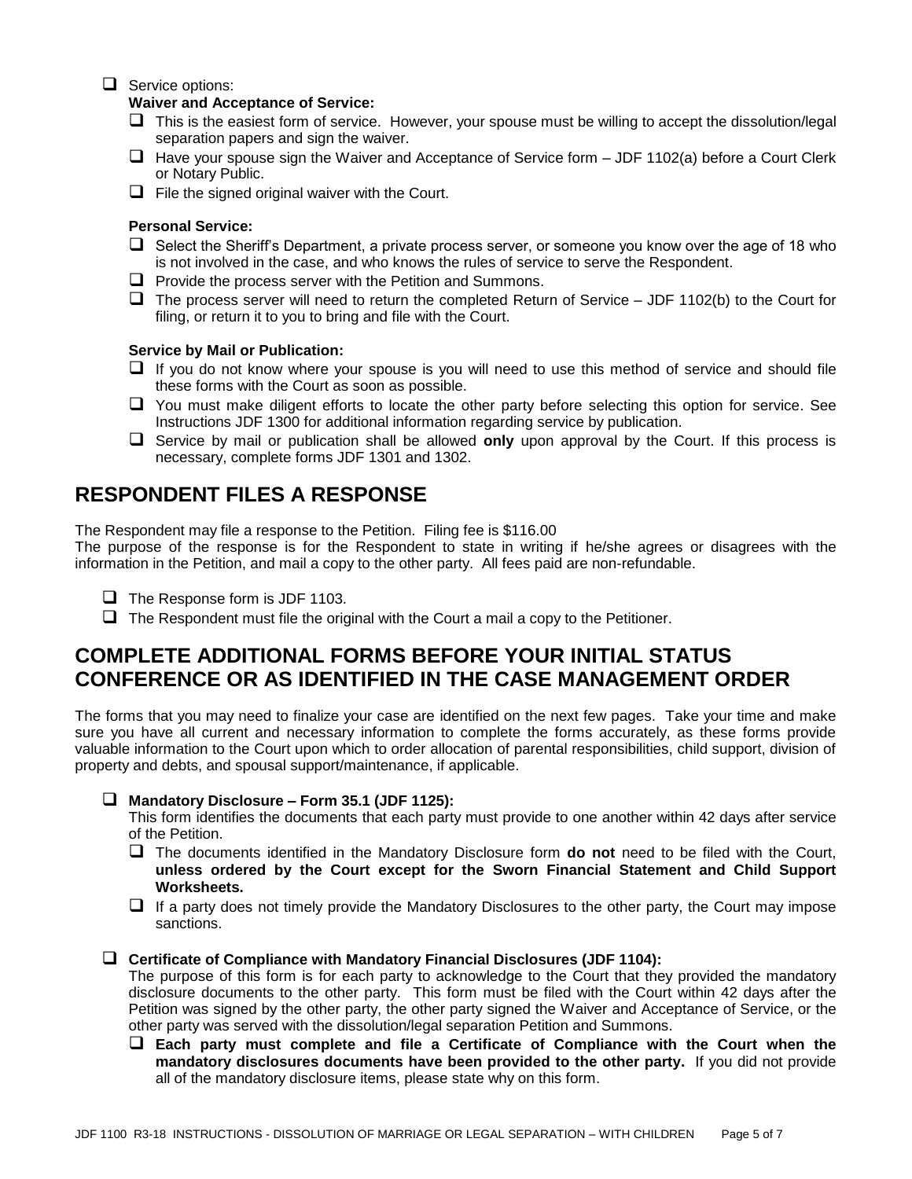- Service options:

  **Waiver and Acceptance of Service:**

  - This is the easiest form of service. However, your spouse must be willing to accept the dissolution/legal separation papers and sign the waiver.
  - Have your spouse sign the Waiver and Acceptance of Service form – JDF 1102(a) before a Court Clerk or Notary Public.
  - File the signed original waiver with the Court.

  **Personal Service:**

  - Select the Sheriff's Department, a private process server, or someone you know over the age of 18 who is not involved in the case, and who knows the rules of service to serve the Respondent.
  - Provide the process server with the Petition and Summons.
  - The process server will need to return the completed Return of Service – JDF 1102(b) to the Court for filing, or return it to you to bring and file with the Court.

  **Service by Mail or Publication:**

  - If you do not know where your spouse is you will need to use this method of service and should file these forms with the Court as soon as possible.
  - You must make diligent efforts to locate the other party before selecting this option for service. See Instructions JDF 1300 for additional information regarding service by publication.
  - Service by mail or publication shall be allowed **only** upon approval by the Court. If this process is necessary, complete forms JDF 1301 and 1302.

## RESPONDENT FILES A RESPONSE

The Respondent may file a response to the Petition. Filing fee is $116.00

The purpose of the response is for the Respondent to state in writing if he/she agrees or disagrees with the information in the Petition, and mail a copy to the other party. All fees paid are non-refundable.

- The Response form is JDF 1103.
- The Respondent must file the original with the Court a mail a copy to the Petitioner.

## COMPLETE ADDITIONAL FORMS BEFORE YOUR INITIAL STATUS CONFERENCE OR AS IDENTIFIED IN THE CASE MANAGEMENT ORDER

The forms that you may need to finalize your case are identified on the next few pages. Take your time and make sure you have all current and necessary information to complete the forms accurately, as these forms provide valuable information to the Court upon which to order allocation of parental responsibilities, child support, division of property and debts, and spousal support/maintenance, if applicable.

- **Mandatory Disclosure – Form 35.1 (JDF 1125):**

  This form identifies the documents that each party must provide to one another within 42 days after service of the Petition.

  - The documents identified in the Mandatory Disclosure form **do not** need to be filed with the Court, **unless ordered by the Court except for the Sworn Financial Statement and Child Support Worksheets.**
  - If a party does not timely provide the Mandatory Disclosures to the other party, the Court may impose sanctions.

- **Certificate of Compliance with Mandatory Financial Disclosures (JDF 1104):**

  The purpose of this form is for each party to acknowledge to the Court that they provided the mandatory disclosure documents to the other party. This form must be filed with the Court within 42 days after the Petition was signed by the other party, the other party signed the Waiver and Acceptance of Service, or the other party was served with the dissolution/legal separation Petition and Summons.

  - **Each party must complete and file a Certificate of Compliance with the Court when the mandatory disclosures documents have been provided to the other party.** If you did not provide all of the mandatory disclosure items, please state why on this form.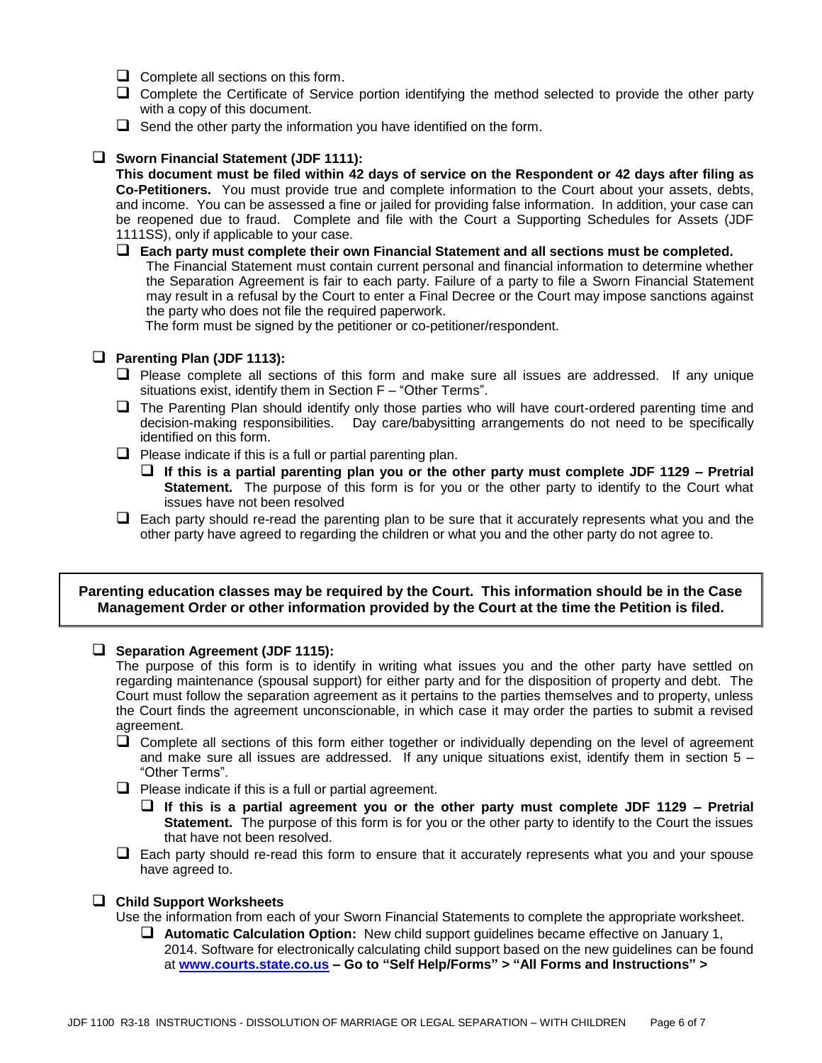- ☐ Complete all sections on this form.
- ☐ Complete the Certificate of Service portion identifying the method selected to provide the other party with a copy of this document.
- ☐ Send the other party the information you have identified on the form.

☐ **Sworn Financial Statement (JDF 1111):**

**This document must be filed within 42 days of service on the Respondent or 42 days after filing as Co-Petitioners.** You must provide true and complete information to the Court about your assets, debts, and income. You can be assessed a fine or jailed for providing false information. In addition, your case can be reopened due to fraud. Complete and file with the Court a Supporting Schedules for Assets (JDF 1111SS), only if applicable to your case.

- ☐ **Each party must complete their own Financial Statement and all sections must be completed.** The Financial Statement must contain current personal and financial information to determine whether the Separation Agreement is fair to each party. Failure of a party to file a Sworn Financial Statement may result in a refusal by the Court to enter a Final Decree or the Court may impose sanctions against the party who does not file the required paperwork.
  The form must be signed by the petitioner or co-petitioner/respondent.

☐ **Parenting Plan (JDF 1113):**

- ☐ Please complete all sections of this form and make sure all issues are addressed. If any unique situations exist, identify them in Section F – "Other Terms".
- ☐ The Parenting Plan should identify only those parties who will have court-ordered parenting time and decision-making responsibilities. Day care/babysitting arrangements do not need to be specifically identified on this form.
- ☐ Please indicate if this is a full or partial parenting plan.
  - ☐ **If this is a partial parenting plan you or the other party must complete JDF 1129 – Pretrial Statement.** The purpose of this form is for you or the other party to identify to the Court what issues have not been resolved
- ☐ Each party should re-read the parenting plan to be sure that it accurately represents what you and the other party have agreed to regarding the children or what you and the other party do not agree to.

**Parenting education classes may be required by the Court. This information should be in the Case Management Order or other information provided by the Court at the time the Petition is filed.**

☐ **Separation Agreement (JDF 1115):**

The purpose of this form is to identify in writing what issues you and the other party have settled on regarding maintenance (spousal support) for either party and for the disposition of property and debt. The Court must follow the separation agreement as it pertains to the parties themselves and to property, unless the Court finds the agreement unconscionable, in which case it may order the parties to submit a revised agreement.

- ☐ Complete all sections of this form either together or individually depending on the level of agreement and make sure all issues are addressed. If any unique situations exist, identify them in section 5 – "Other Terms".
- ☐ Please indicate if this is a full or partial agreement.
  - ☐ **If this is a partial agreement you or the other party must complete JDF 1129 – Pretrial Statement.** The purpose of this form is for you or the other party to identify to the Court the issues that have not been resolved.
- ☐ Each party should re-read this form to ensure that it accurately represents what you and your spouse have agreed to.

☐ **Child Support Worksheets**

Use the information from each of your Sworn Financial Statements to complete the appropriate worksheet.

- ☐ **Automatic Calculation Option:** New child support guidelines became effective on January 1, 2014. Software for electronically calculating child support based on the new guidelines can be found at **www.courts.state.co.us – Go to "Self Help/Forms" > "All Forms and Instructions" >**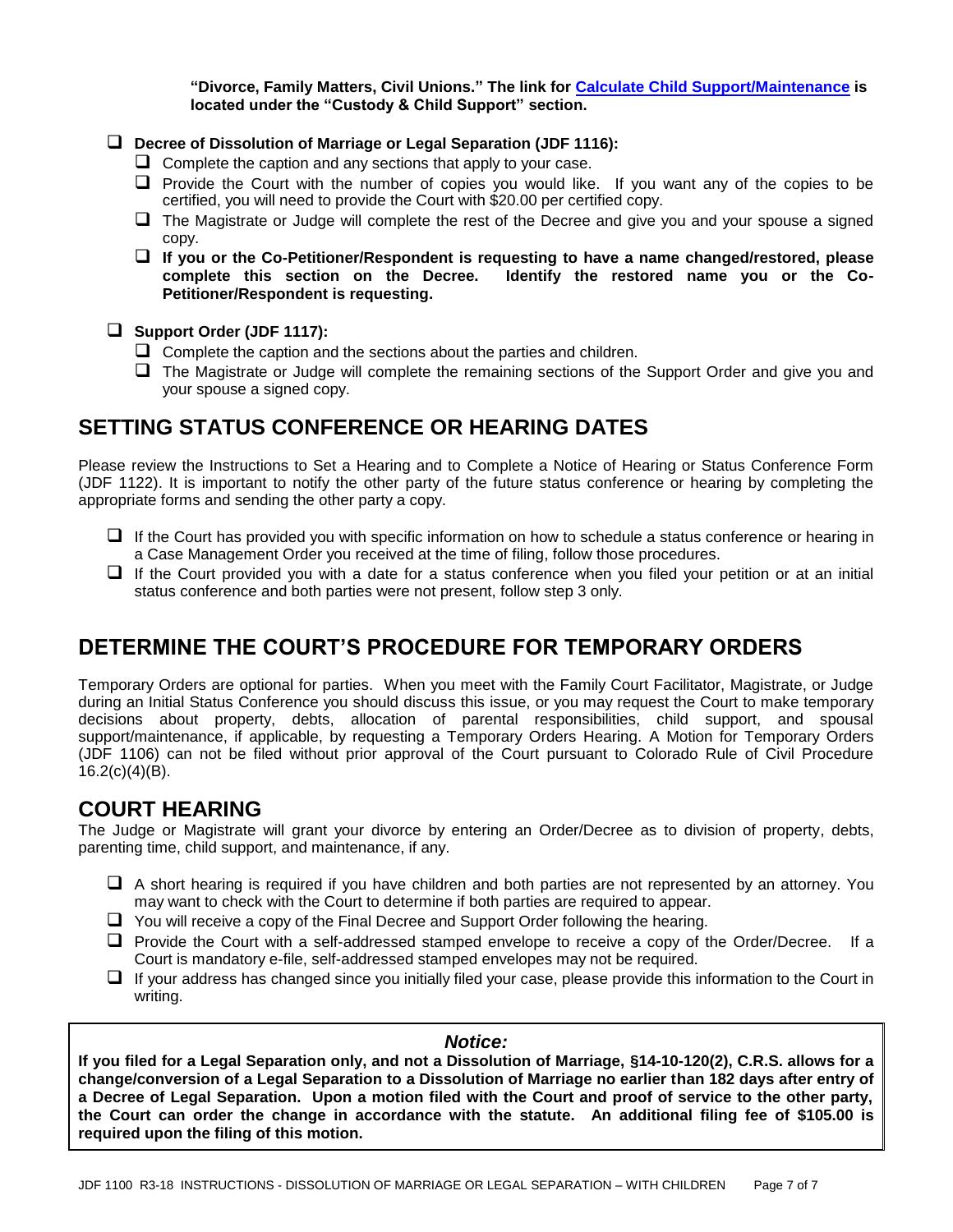**"Divorce, Family Matters, Civil Unions." The link for [Calculate Child Support/Maintenance] is located under the "Custody & Child Support" section.**

- ❑ **Decree of Dissolution of Marriage or Legal Separation (JDF 1116):**
  - ❑ Complete the caption and any sections that apply to your case.
  - ❑ Provide the Court with the number of copies you would like. If you want any of the copies to be certified, you will need to provide the Court with $20.00 per certified copy.
  - ❑ The Magistrate or Judge will complete the rest of the Decree and give you and your spouse a signed copy.
  - ❑ **If you or the Co-Petitioner/Respondent is requesting to have a name changed/restored, please complete this section on the Decree. Identify the restored name you or the Co-Petitioner/Respondent is requesting.**

- ❑ **Support Order (JDF 1117):**
  - ❑ Complete the caption and the sections about the parties and children.
  - ❑ The Magistrate or Judge will complete the remaining sections of the Support Order and give you and your spouse a signed copy.

## SETTING STATUS CONFERENCE OR HEARING DATES

Please review the Instructions to Set a Hearing and to Complete a Notice of Hearing or Status Conference Form (JDF 1122). It is important to notify the other party of the future status conference or hearing by completing the appropriate forms and sending the other party a copy.

- ❑ If the Court has provided you with specific information on how to schedule a status conference or hearing in a Case Management Order you received at the time of filing, follow those procedures.
- ❑ If the Court provided you with a date for a status conference when you filed your petition or at an initial status conference and both parties were not present, follow step 3 only.

## DETERMINE THE COURT'S PROCEDURE FOR TEMPORARY ORDERS

Temporary Orders are optional for parties. When you meet with the Family Court Facilitator, Magistrate, or Judge during an Initial Status Conference you should discuss this issue, or you may request the Court to make temporary decisions about property, debts, allocation of parental responsibilities, child support, and spousal support/maintenance, if applicable, by requesting a Temporary Orders Hearing. A Motion for Temporary Orders (JDF 1106) can not be filed without prior approval of the Court pursuant to Colorado Rule of Civil Procedure 16.2(c)(4)(B).

## COURT HEARING

The Judge or Magistrate will grant your divorce by entering an Order/Decree as to division of property, debts, parenting time, child support, and maintenance, if any.

- ❑ A short hearing is required if you have children and both parties are not represented by an attorney. You may want to check with the Court to determine if both parties are required to appear.
- ❑ You will receive a copy of the Final Decree and Support Order following the hearing.
- ❑ Provide the Court with a self-addressed stamped envelope to receive a copy of the Order/Decree. If a Court is mandatory e-file, self-addressed stamped envelopes may not be required.
- ❑ If your address has changed since you initially filed your case, please provide this information to the Court in writing.

***Notice:***

**If you filed for a Legal Separation only, and not a Dissolution of Marriage, §14-10-120(2), C.R.S. allows for a change/conversion of a Legal Separation to a Dissolution of Marriage no earlier than 182 days after entry of a Decree of Legal Separation. Upon a motion filed with the Court and proof of service to the other party, the Court can order the change in accordance with the statute. An additional filing fee of $105.00 is required upon the filing of this motion.**

JDF 1100 R3-18 INSTRUCTIONS - DISSOLUTION OF MARRIAGE OR LEGAL SEPARATION – WITH CHILDREN